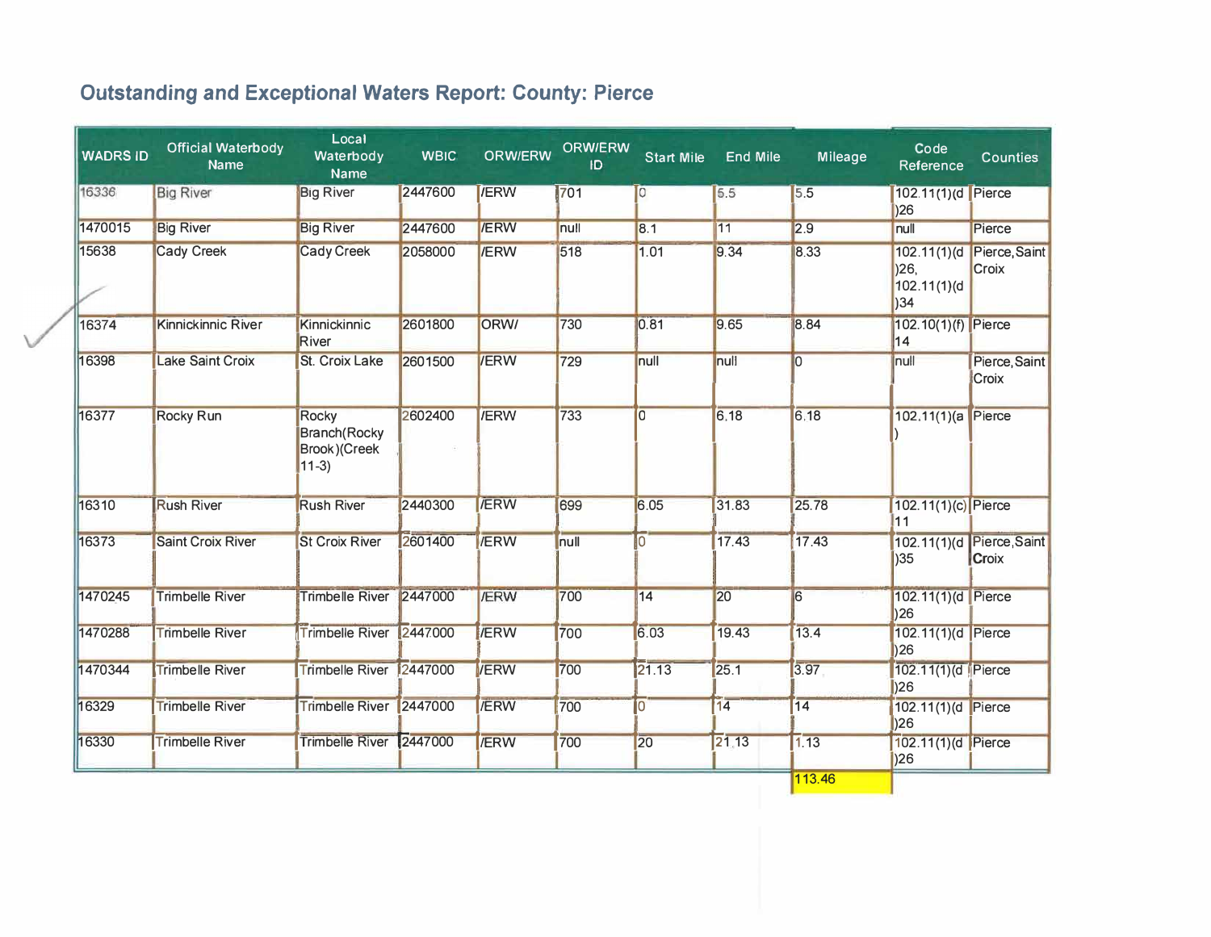# Outstanding and Exceptional Waters Report: County: Pierce

| WADRS ID | Official Waterbody Name | Local Waterbody Name | WBIC | ORW/ERW | ORW/ERW ID | Start Mile | End Mile | Mileage | Code Reference | Counties |
|---|---|---|---|---|---|---|---|---|---|---|
| 16336 | Big River | Big River | 2447600 | /ERW | 701 | 0 | 5.5 | 5.5 | 102.11(1)(d)26 | Pierce |
| 1470015 | Big River | Big River | 2447600 | /ERW | null | 8.1 | 11 | 2.9 | null | Pierce |
| 15638 | Cady Creek | Cady Creek | 2058000 | /ERW | 518 | 1.01 | 9.34 | 8.33 | 102.11(1)(d)26, 102.11(1)(d)34 | Pierce, Saint Croix |
| 16374 | Kinnickinnic River | Kinnickinnic River | 2601800 | ORW/ | 730 | 0.81 | 9.65 | 8.84 | 102.10(1)(f)14 | Pierce |
| 16398 | Lake Saint Croix | St. Croix Lake | 2601500 | /ERW | 729 | null | null | 0 | null | Pierce, Saint Croix |
| 16377 | Rocky Run | Rocky Branch(Rocky Brook)(Creek 11-3) | 2602400 | /ERW | 733 | 0 | 6.18 | 6.18 | 102.11(1)(a) | Pierce |
| 16310 | Rush River | Rush River | 2440300 | /ERW | 699 | 6.05 | 31.83 | 25.78 | 102.11(1)(c)11 | Pierce |
| 16373 | Saint Croix River | St Croix River | 2601400 | /ERW | null | 0 | 17.43 | 17.43 | 102.11(1)(d)35 | Pierce, Saint Croix |
| 1470245 | Trimbelle River | Trimbelle River | 2447000 | /ERW | 700 | 14 | 20 | 6 | 102.11(1)(d)26 | Pierce |
| 1470288 | Trimbelle River | Trimbelle River | 2447000 | /ERW | 700 | 6.03 | 19.43 | 13.4 | 102.11(1)(d)26 | Pierce |
| 1470344 | Trimbelle River | Trimbelle River | 2447000 | /ERW | 700 | 21.13 | 25.1 | 3.97 | 102.11(1)(d)26 | Pierce |
| 16329 | Trimbelle River | Trimbelle River | 2447000 | /ERW | 700 | 0 | 14 | 14 | 102.11(1)(d)26 | Pierce |
| 16330 | Trimbelle River | Trimbelle River | 2447000 | /ERW | 700 | 20 | 21.13 | 1.13 | 102.11(1)(d)26 | Pierce |
| | | | | | | | | 113.46 | | |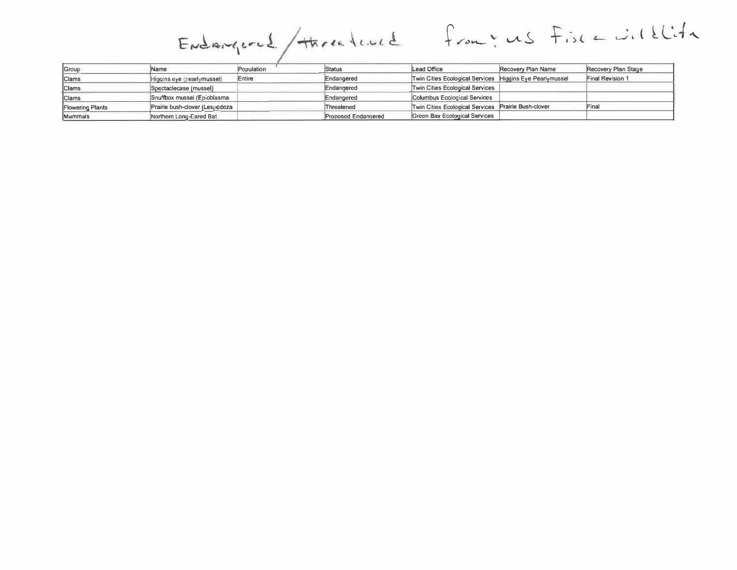Endangered / threatened from: US Fish & Wildlife

| Group | Name | Population | Status | Lead Office | Recovery Plan Name | Recovery Plan Stage |
|---|---|---|---|---|---|---|
| Clams | Higgins eye (pearlymussel) | Entire | Endangered | Twin Cities Ecological Services | Higgins Eye Pearlymussel | Final Revision 1 |
| Clams | Spectaclecase (mussel) | | Endangered | Twin Cities Ecological Services | | |
| Clams | Snuffbox mussel (Epioblasma | | Endangered | Columbus Ecological Services | | |
| Flowering Plants | Prairie bush-clover (Lespedeza | | Threatened | Twin Cities Ecological Services | Prairie Bush-clover | Final |
| Mammals | Northern Long-Eared Bat | | Proposed Endangered | Green Bay Ecological Services | | |